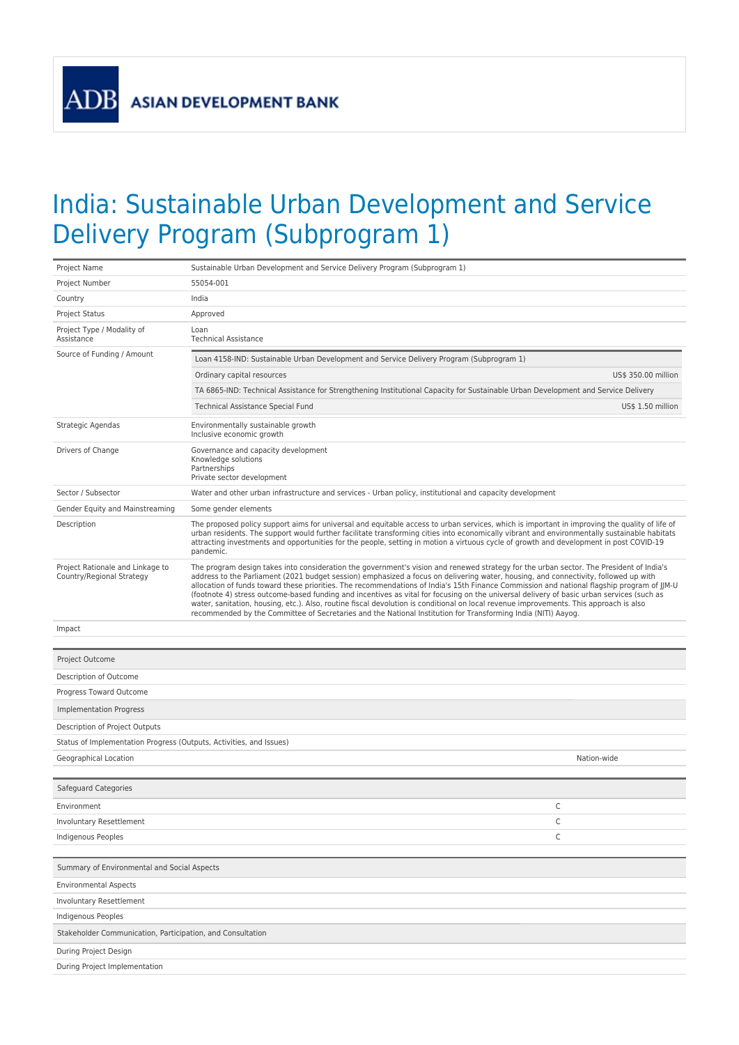ASIAN DEVELOPMENT BANK

# India: Sustainable Urban Development and Service Delivery Program (Subprogram 1)

| | |
|---|---|
| Project Name | Sustainable Urban Development and Service Delivery Program (Subprogram 1) |
| Project Number | 55054-001 |
| Country | India |
| Project Status | Approved |
| Project Type / Modality of Assistance | Loan<br>Technical Assistance |
| Source of Funding / Amount | Loan 4158-IND: Sustainable Urban Development and Service Delivery Program (Subprogram 1)<br>Ordinary capital resources US$ 350.00 million<br>TA 6865-IND: Technical Assistance for Strengthening Institutional Capacity for Sustainable Urban Development and Service Delivery<br>Technical Assistance Special Fund US$ 1.50 million |
| Strategic Agendas | Environmentally sustainable growth<br>Inclusive economic growth |
| Drivers of Change | Governance and capacity development<br>Knowledge solutions<br>Partnerships<br>Private sector development |
| Sector / Subsector | Water and other urban infrastructure and services - Urban policy, institutional and capacity development |
| Gender Equity and Mainstreaming | Some gender elements |
| Description | The proposed policy support aims for universal and equitable access to urban services, which is important in improving the quality of life of urban residents. The support would further facilitate transforming cities into economically vibrant and environmentally sustainable habitats attracting investments and opportunities for the people, setting in motion a virtuous cycle of growth and development in post COVID-19 pandemic. |
| Project Rationale and Linkage to Country/Regional Strategy | The program design takes into consideration the government's vision and renewed strategy for the urban sector. The President of India's address to the Parliament (2021 budget session) emphasized a focus on delivering water, housing, and connectivity, followed up with allocation of funds toward these priorities. The recommendations of India's 15th Finance Commission and national flagship program of JJM-U (footnote 4) stress outcome-based funding and incentives as vital for focusing on the universal delivery of basic urban services (such as water, sanitation, housing, etc.). Also, routine fiscal devolution is conditional on local revenue improvements. This approach is also recommended by the Committee of Secretaries and the National Institution for Transforming India (NITI) Aayog. |
| Impact | |

| Project Outcome | |
|---|---|
| Description of Outcome | |
| Progress Toward Outcome | |
| **Implementation Progress** | |
| Description of Project Outputs | |
| Status of Implementation Progress (Outputs, Activities, and Issues) | |
| Geographical Location | Nation-wide |

| Safeguard Categories | |
|---|---|
| Environment | C |
| Involuntary Resettlement | C |
| Indigenous Peoples | C |

| Summary of Environmental and Social Aspects | |
|---|---|
| Environmental Aspects | |
| Involuntary Resettlement | |
| Indigenous Peoples | |
| **Stakeholder Communication, Participation, and Consultation** | |
| During Project Design | |
| During Project Implementation | |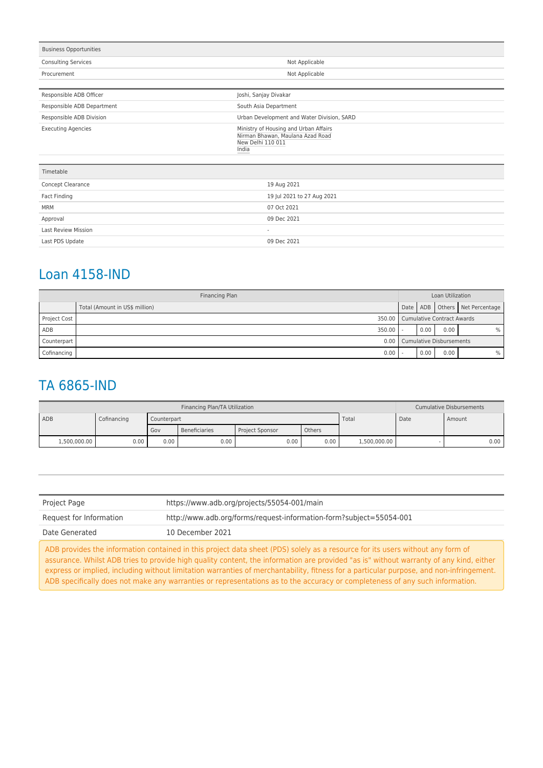| Business Opportunities | |
|---|---|
| Consulting Services | Not Applicable |
| Procurement | Not Applicable |

| | |
|---|---|
| Responsible ADB Officer | Joshi, Sanjay Divakar |
| Responsible ADB Department | South Asia Department |
| Responsible ADB Division | Urban Development and Water Division, SARD |
| Executing Agencies | Ministry of Housing and Urban Affairs<br>Nirman Bhawan, Maulana Azad Road<br>New Delhi 110 011<br>India |

| Timetable | |
|---|---|
| Concept Clearance | 19 Aug 2021 |
| Fact Finding | 19 Jul 2021 to 27 Aug 2021 |
| MRM | 07 Oct 2021 |
| Approval | 09 Dec 2021 |
| Last Review Mission | - |
| Last PDS Update | 09 Dec 2021 |

## Loan 4158-IND

| Financing Plan | | Loan Utilization | | | |
|---|---|---|---|---|---|
| | Total (Amount in US$ million) | Date | ADB | Others | Net Percentage |
| Project Cost | 350.00 | Cumulative Contract Awards | | | |
| ADB | 350.00 | - | 0.00 | 0.00 | % |
| Counterpart | 0.00 | Cumulative Disbursements | | | |
| Cofinancing | 0.00 | - | 0.00 | 0.00 | % |

## TA 6865-IND

| Financing Plan/TA Utilization | | | | | | | Cumulative Disbursements | |
|---|---|---|---|---|---|---|---|---|
| ADB | Cofinancing | Counterpart | | | | Total | Date | Amount |
| | | Gov | Beneficiaries | Project Sponsor | Others | | | |
| 1,500,000.00 | 0.00 | 0.00 | 0.00 | 0.00 | 0.00 | 1,500,000.00 | - | 0.00 |

| | |
|---|---|
| Project Page | https://www.adb.org/projects/55054-001/main |
| Request for Information | http://www.adb.org/forms/request-information-form?subject=55054-001 |
| Date Generated | 10 December 2021 |

ADB provides the information contained in this project data sheet (PDS) solely as a resource for its users without any form of assurance. Whilst ADB tries to provide high quality content, the information are provided "as is" without warranty of any kind, either express or implied, including without limitation warranties of merchantability, fitness for a particular purpose, and non-infringement. ADB specifically does not make any warranties or representations as to the accuracy or completeness of any such information.